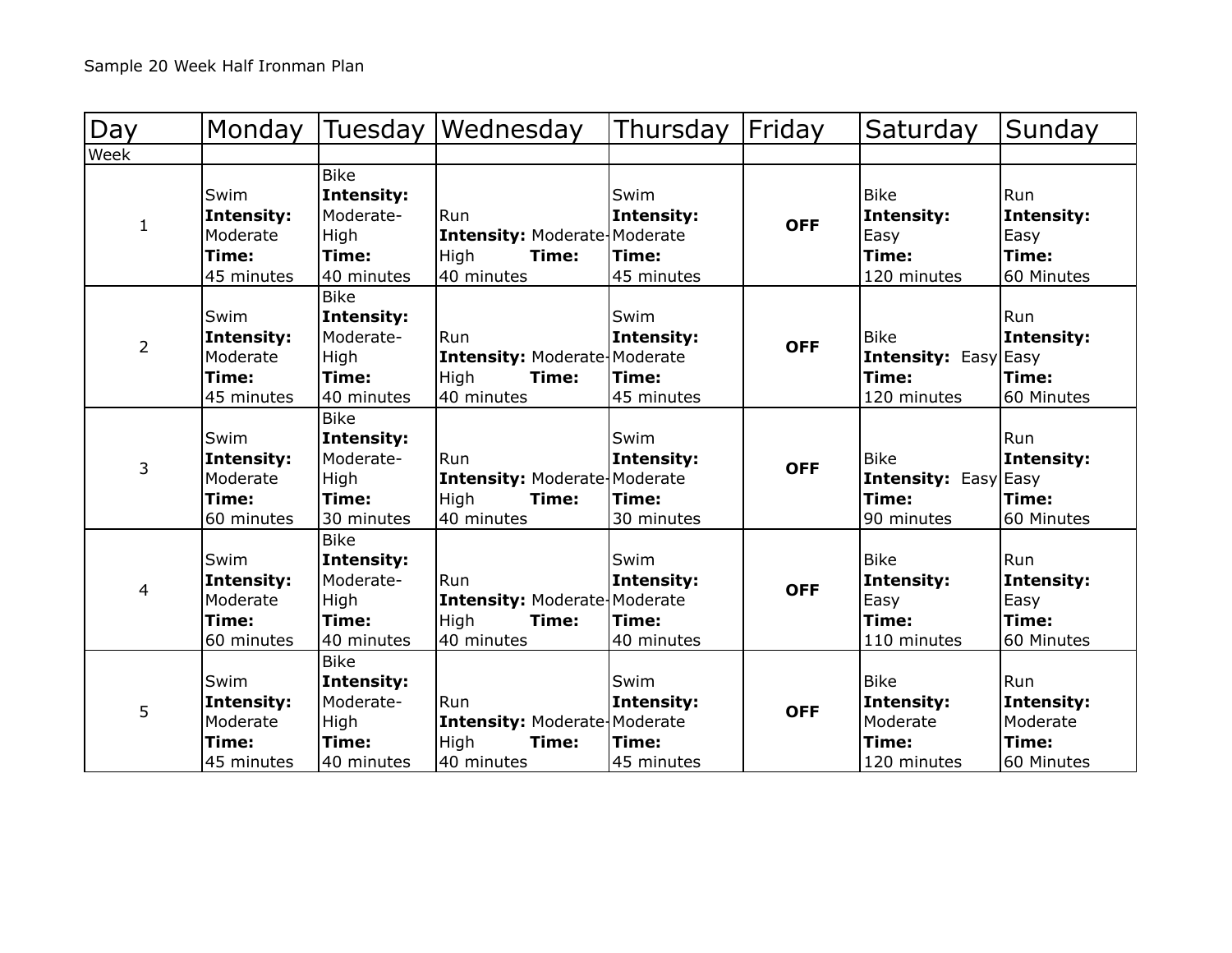Sample 20 Week Half Ironman Plan

| Day | Monday | Tuesday | Wednesday | Thursday | Friday | Saturday | Sunday |
|---|---|---|---|---|---|---|---|
| Week | | | | | | | |
| 1 | Swim **Intensity:** Moderate **Time:** 45 minutes | Bike **Intensity:** Moderate-High **Time:** 40 minutes | Run **Intensity:** Moderate-High **Time:** 40 minutes | Swim **Intensity:** Moderate **Time:** 45 minutes | **OFF** | Bike **Intensity:** Easy **Time:** 120 minutes | Run **Intensity:** Easy **Time:** 60 Minutes |
| 2 | Swim **Intensity:** Moderate **Time:** 45 minutes | Bike **Intensity:** Moderate-High **Time:** 40 minutes | Run **Intensity:** Moderate-High **Time:** 40 minutes | Swim **Intensity:** Moderate **Time:** 45 minutes | **OFF** | Bike **Intensity:** Easy **Time:** 120 minutes | Run **Intensity:** Easy **Time:** 60 Minutes |
| 3 | Swim **Intensity:** Moderate **Time:** 60 minutes | Bike **Intensity:** Moderate-High **Time:** 30 minutes | Run **Intensity:** Moderate-High **Time:** 40 minutes | Swim **Intensity:** Moderate **Time:** 30 minutes | **OFF** | Bike **Intensity:** Easy **Time:** 90 minutes | Run **Intensity:** Easy **Time:** 60 Minutes |
| 4 | Swim **Intensity:** Moderate **Time:** 60 minutes | Bike **Intensity:** Moderate-High **Time:** 40 minutes | Run **Intensity:** Moderate-High **Time:** 40 minutes | Swim **Intensity:** Moderate **Time:** 40 minutes | **OFF** | Bike **Intensity:** Easy **Time:** 110 minutes | Run **Intensity:** Easy **Time:** 60 Minutes |
| 5 | Swim **Intensity:** Moderate **Time:** 45 minutes | Bike **Intensity:** Moderate-High **Time:** 40 minutes | Run **Intensity:** Moderate-High **Time:** 40 minutes | Swim **Intensity:** Moderate **Time:** 45 minutes | **OFF** | Bike **Intensity:** Moderate **Time:** 120 minutes | Run **Intensity:** Moderate **Time:** 60 Minutes |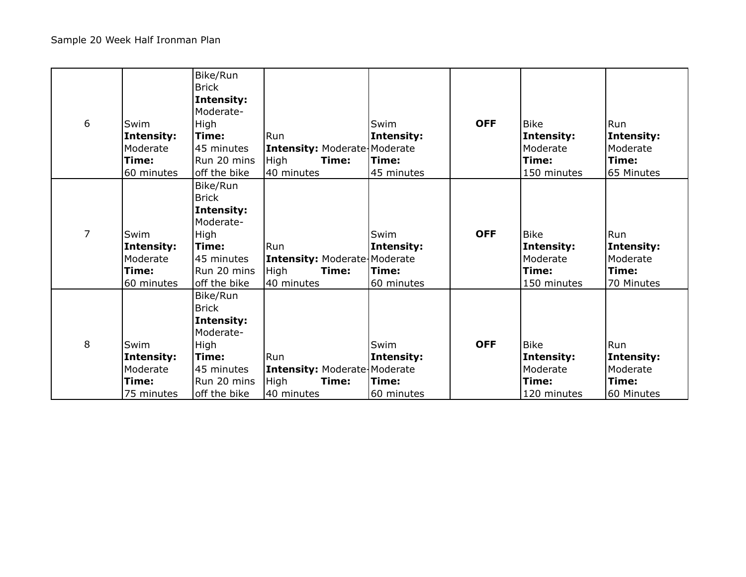Sample 20 Week Half Ironman Plan

| | | | | | | | |
|---|---|---|---|---|---|---|---|
| 6 | Swim **Intensity:** Moderate **Time:** 60 minutes | Bike/Run Brick **Intensity:** Moderate-High **Time:** 45 minutes Run 20 mins off the bike | Run **Intensity:** Moderate-High **Time:** 40 minutes | Swim **Intensity:** Moderate **Time:** 45 minutes | **OFF** | Bike **Intensity:** Moderate **Time:** 150 minutes | Run **Intensity:** Moderate **Time:** 65 Minutes |
| 7 | Swim **Intensity:** Moderate **Time:** 60 minutes | Bike/Run Brick **Intensity:** Moderate-High **Time:** 45 minutes Run 20 mins off the bike | Run **Intensity:** Moderate-High **Time:** 40 minutes | Swim **Intensity:** Moderate **Time:** 60 minutes | **OFF** | Bike **Intensity:** Moderate **Time:** 150 minutes | Run **Intensity:** Moderate **Time:** 70 Minutes |
| 8 | Swim **Intensity:** Moderate **Time:** 75 minutes | Bike/Run Brick **Intensity:** Moderate-High **Time:** 45 minutes Run 20 mins off the bike | Run **Intensity:** Moderate-High **Time:** 40 minutes | Swim **Intensity:** Moderate **Time:** 60 minutes | **OFF** | Bike **Intensity:** Moderate **Time:** 120 minutes | Run **Intensity:** Moderate **Time:** 60 Minutes |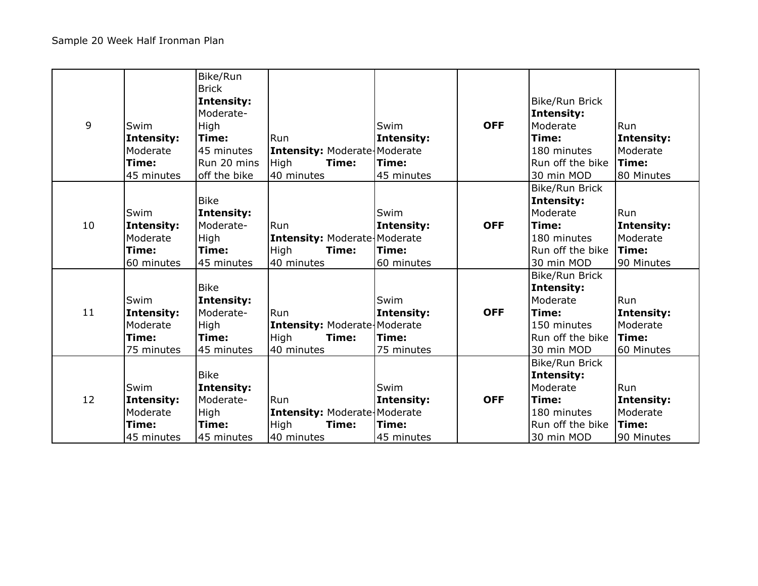Sample 20 Week Half Ironman Plan

| | | | | | | | |
|---|---|---|---|---|---|---|---|
| 9 | Swim **Intensity:** Moderate **Time:** 45 minutes | Bike/Run Brick **Intensity:** Moderate-High **Time:** 45 minutes Run 20 mins off the bike | Run **Intensity:** Moderate-High **Time:** 40 minutes | Swim **Intensity:** Moderate **Time:** 45 minutes | **OFF** | Bike/Run Brick **Intensity:** Moderate **Time:** 180 minutes Run off the bike 30 min MOD | Run **Intensity:** Moderate **Time:** 80 Minutes |
| 10 | Swim **Intensity:** Moderate **Time:** 60 minutes | Bike **Intensity:** Moderate-High **Time:** 45 minutes | Run **Intensity:** Moderate-High **Time:** 40 minutes | Swim **Intensity:** Moderate **Time:** 60 minutes | **OFF** | Bike/Run Brick **Intensity:** Moderate **Time:** 180 minutes Run off the bike 30 min MOD | Run **Intensity:** Moderate **Time:** 90 Minutes |
| 11 | Swim **Intensity:** Moderate **Time:** 75 minutes | Bike **Intensity:** Moderate-High **Time:** 45 minutes | Run **Intensity:** Moderate-High **Time:** 40 minutes | Swim **Intensity:** Moderate **Time:** 75 minutes | **OFF** | Bike/Run Brick **Intensity:** Moderate **Time:** 150 minutes Run off the bike 30 min MOD | Run **Intensity:** Moderate **Time:** 60 Minutes |
| 12 | Swim **Intensity:** Moderate **Time:** 45 minutes | Bike **Intensity:** Moderate-High **Time:** 45 minutes | Run **Intensity:** Moderate-High **Time:** 40 minutes | Swim **Intensity:** Moderate **Time:** 45 minutes | **OFF** | Bike/Run Brick **Intensity:** Moderate **Time:** 180 minutes Run off the bike 30 min MOD | Run **Intensity:** Moderate **Time:** 90 Minutes |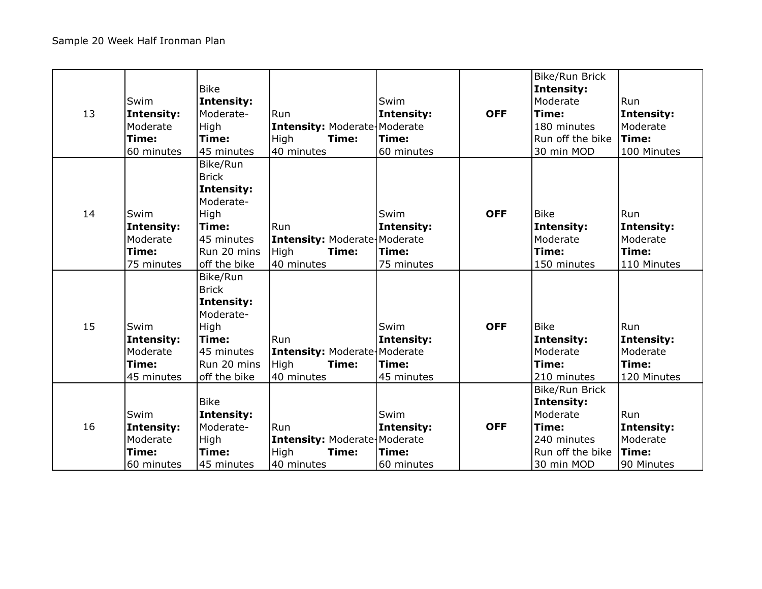Sample 20 Week Half Ironman Plan

| | | | | | | | |
|---|---|---|---|---|---|---|---|
| 13 | Swim **Intensity:** Moderate **Time:** 60 minutes | Bike **Intensity:** Moderate-High **Time:** 45 minutes | Run **Intensity:** Moderate-High **Time:** 40 minutes | Swim **Intensity:** Moderate **Time:** 60 minutes | **OFF** | Bike/Run Brick **Intensity:** Moderate **Time:** 180 minutes Run off the bike 30 min MOD | Run **Intensity:** Moderate **Time:** 100 Minutes |
| 14 | Swim **Intensity:** Moderate **Time:** 75 minutes | Bike/Run Brick **Intensity:** Moderate-High **Time:** 45 minutes Run 20 mins off the bike | Run **Intensity:** Moderate-High **Time:** 40 minutes | Swim **Intensity:** Moderate **Time:** 75 minutes | **OFF** | Bike **Intensity:** Moderate **Time:** 150 minutes | Run **Intensity:** Moderate **Time:** 110 Minutes |
| 15 | Swim **Intensity:** Moderate **Time:** 45 minutes | Bike/Run Brick **Intensity:** Moderate-High **Time:** 45 minutes Run 20 mins off the bike | Run **Intensity:** Moderate-High **Time:** 40 minutes | Swim **Intensity:** Moderate **Time:** 45 minutes | **OFF** | Bike **Intensity:** Moderate **Time:** 210 minutes | Run **Intensity:** Moderate **Time:** 120 Minutes |
| 16 | Swim **Intensity:** Moderate **Time:** 60 minutes | Bike **Intensity:** Moderate-High **Time:** 45 minutes | Run **Intensity:** Moderate-High **Time:** 40 minutes | Swim **Intensity:** Moderate **Time:** 60 minutes | **OFF** | Bike/Run Brick **Intensity:** Moderate **Time:** 240 minutes Run off the bike 30 min MOD | Run **Intensity:** Moderate **Time:** 90 Minutes |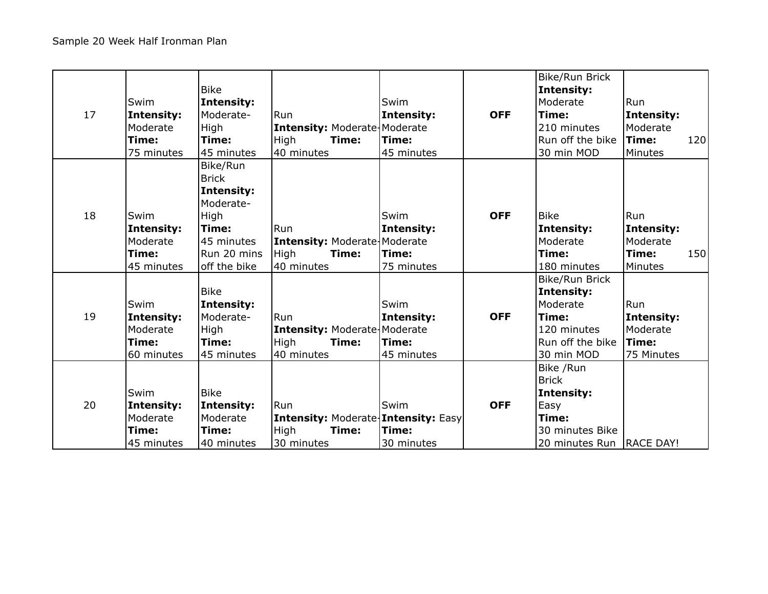Sample 20 Week Half Ironman Plan

| | | | | | | | |
|---|---|---|---|---|---|---|---|
| 17 | Swim **Intensity:** Moderate **Time:** 75 minutes | Bike **Intensity:** Moderate-High **Time:** 45 minutes | Run **Intensity:** Moderate-High **Time:** 40 minutes | Swim **Intensity:** Moderate **Time:** 45 minutes | **OFF** | Bike/Run Brick **Intensity:** Moderate **Time:** 210 minutes Run off the bike 30 min MOD | Run **Intensity:** Moderate **Time:** 120 Minutes |
| 18 | Swim **Intensity:** Moderate **Time:** 45 minutes | Bike/Run Brick **Intensity:** Moderate-High **Time:** 45 minutes Run 20 mins off the bike | Run **Intensity:** Moderate-High **Time:** 40 minutes | Swim **Intensity:** Moderate **Time:** 75 minutes | **OFF** | Bike **Intensity:** Moderate **Time:** 180 minutes | Run **Intensity:** Moderate **Time:** 150 Minutes |
| 19 | Swim **Intensity:** Moderate **Time:** 60 minutes | Bike **Intensity:** Moderate-High **Time:** 45 minutes | Run **Intensity:** Moderate-High **Time:** 40 minutes | Swim **Intensity:** Moderate **Time:** 45 minutes | **OFF** | Bike/Run Brick **Intensity:** Moderate **Time:** 120 minutes Run off the bike 30 min MOD | Run **Intensity:** Moderate **Time:** 75 Minutes |
| 20 | Swim **Intensity:** Moderate **Time:** 45 minutes | Bike **Intensity:** Moderate **Time:** 40 minutes | Run **Intensity:** Moderate-High **Time:** 30 minutes | Swim **Intensity:** Easy **Time:** 30 minutes | **OFF** | Bike /Run Brick **Intensity:** Easy **Time:** 30 minutes Bike 20 minutes Run | RACE DAY! |